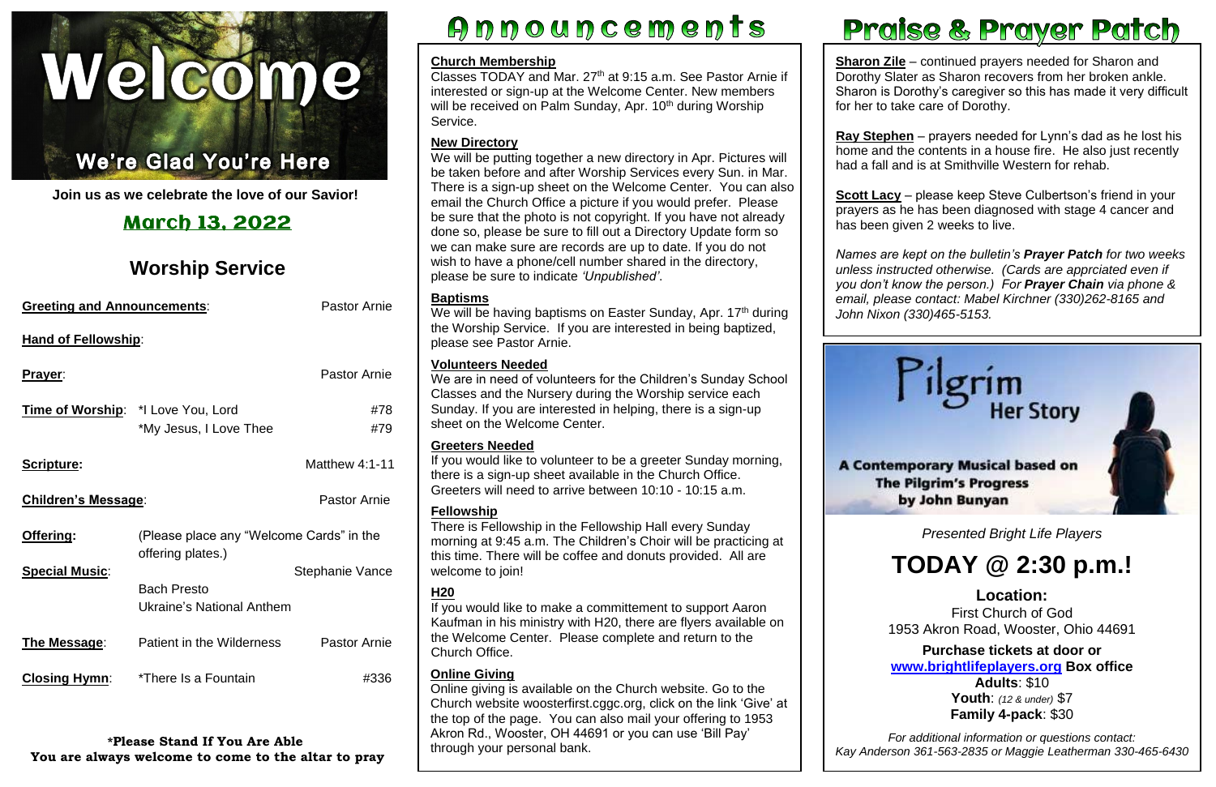# Welcome

## We're Glad You're Here

**Join us as we celebrate the love of our Savior!**

## March 13, 2022

## Worship Service

| | | |
|---|---|---|
| **Greeting and Announcements**: | | Pastor Arnie |
| **Hand of Fellowship**: | | |
| **Prayer**: | | Pastor Arnie |
| **Time of Worship**: | *I Love You, Lord | #78 |
| | *My Jesus, I Love Thee | #79 |
| **Scripture:** | | Matthew 4:1-11 |
| **Children's Message**: | | Pastor Arnie |
| **Offering:** | (Please place any "Welcome Cards" in the offering plates.) | |
| **Special Music**: | | Stephanie Vance |
| | Bach Presto | |
| | Ukraine's National Anthem | |
| **The Message**: | Patient in the Wilderness | Pastor Arnie |
| **Closing Hymn**: | *There Is a Fountain | #336 |

**\*Please Stand If You Are Able**
**You are always welcome to come to the altar to pray**

# Announcements

**Church Membership**
Classes TODAY and Mar. 27th at 9:15 a.m. See Pastor Arnie if interested or sign-up at the Welcome Center. New members will be received on Palm Sunday, Apr. 10th during Worship Service.

**New Directory**
We will be putting together a new directory in Apr. Pictures will be taken before and after Worship Services every Sun. in Mar. There is a sign-up sheet on the Welcome Center. You can also email the Church Office a picture if you would prefer. Please be sure that the photo is not copyright. If you have not already done so, please be sure to fill out a Directory Update form so we can make sure are records are up to date. If you do not wish to have a phone/cell number shared in the directory, please be sure to indicate *'Unpublished'*.

**Baptisms**
We will be having baptisms on Easter Sunday, Apr. 17th during the Worship Service. If you are interested in being baptized, please see Pastor Arnie.

**Volunteers Needed**
We are in need of volunteers for the Children's Sunday School Classes and the Nursery during the Worship service each Sunday. If you are interested in helping, there is a sign-up sheet on the Welcome Center.

**Greeters Needed**
If you would like to volunteer to be a greeter Sunday morning, there is a sign-up sheet available in the Church Office. Greeters will need to arrive between 10:10 - 10:15 a.m.

**Fellowship**
There is Fellowship in the Fellowship Hall every Sunday morning at 9:45 a.m. The Children's Choir will be practicing at this time. There will be coffee and donuts provided. All are welcome to join!

**H20**
If you would like to make a committement to support Aaron Kaufman in his ministry with H20, there are flyers available on the Welcome Center. Please complete and return to the Church Office.

**Online Giving**
Online giving is available on the Church website. Go to the Church website woosterfirst.cggc.org, click on the link 'Give' at the top of the page. You can also mail your offering to 1953 Akron Rd., Wooster, OH 44691 or you can use 'Bill Pay' through your personal bank.

# Praise & Prayer Patch

**Sharon Zile** – continued prayers needed for Sharon and Dorothy Slater as Sharon recovers from her broken ankle. Sharon is Dorothy's caregiver so this has made it very difficult for her to take care of Dorothy.

**Ray Stephen** – prayers needed for Lynn's dad as he lost his home and the contents in a house fire. He also just recently had a fall and is at Smithville Western for rehab.

**Scott Lacy** – please keep Steve Culbertson's friend in your prayers as he has been diagnosed with stage 4 cancer and has been given 2 weeks to live.

*Names are kept on the bulletin's **Prayer Patch** for two weeks unless instructed otherwise. (Cards are apprciated even if you don't know the person.) For **Prayer Chain** via phone & email, please contact: Mabel Kirchner (330)262-8165 and John Nixon (330)465-5153.*

**Pilgrim** Her Story

**A Contemporary Musical based on The Pilgrim's Progress by John Bunyan**

*Presented Bright Life Players*

# TODAY @ 2:30 p.m.!

**Location:**
First Church of God
1953 Akron Road, Wooster, Ohio 44691

**Purchase tickets at door or**
**www.brightlifeplayers.org Box office**
**Adults**: $10
**Youth**: *(12 & under)* $7
**Family 4-pack**: $30

*For additional information or questions contact:*
*Kay Anderson 361-563-2835 or Maggie Leatherman 330-465-6430*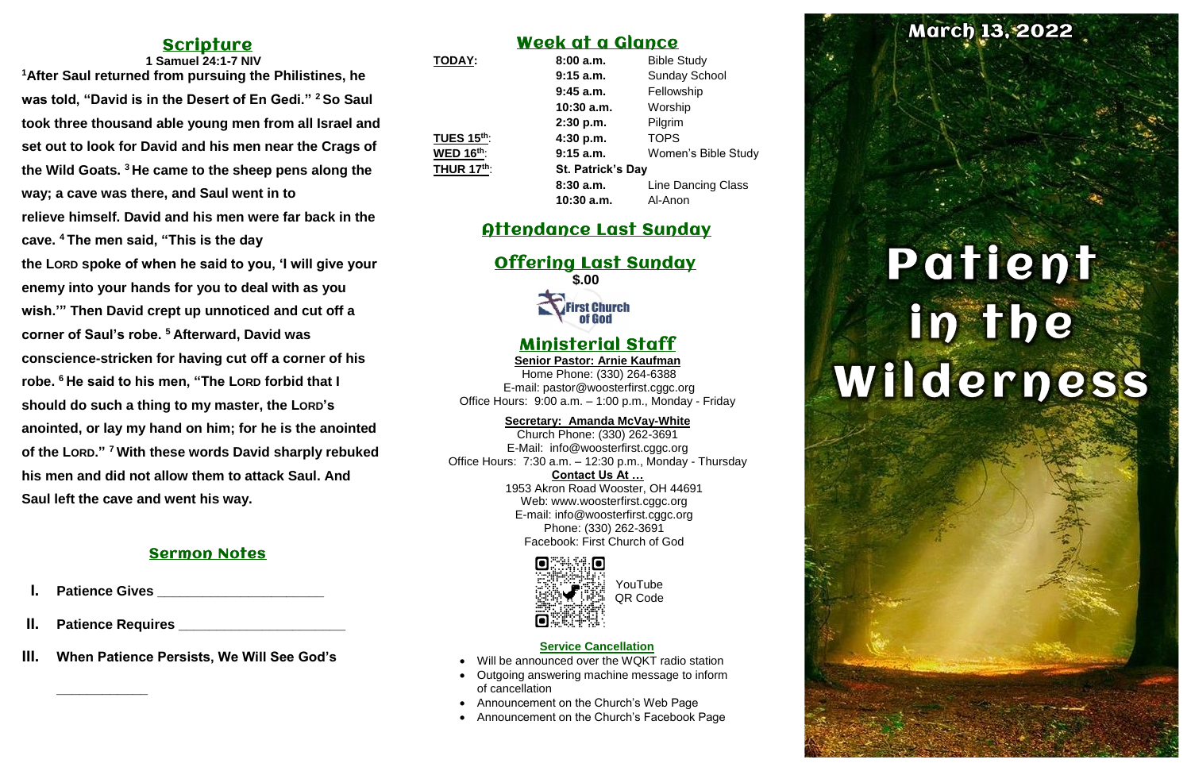## Scripture

**1 Samuel 24:1-7 NIV**

**[1]After Saul returned from pursuing the Philistines, he was told, "David is in the Desert of En Gedi." [2] So Saul took three thousand able young men from all Israel and set out to look for David and his men near the Crags of the Wild Goats. [3] He came to the sheep pens along the way; a cave was there, and Saul went in to relieve himself. David and his men were far back in the cave. [4] The men said, "This is the day the LORD spoke of when he said to you, 'I will give your enemy into your hands for you to deal with as you wish.'" Then David crept up unnoticed and cut off a corner of Saul's robe. [5] Afterward, David was conscience-stricken for having cut off a corner of his robe. [6] He said to his men, "The LORD forbid that I should do such a thing to my master, the LORD's anointed, or lay my hand on him; for he is the anointed of the LORD." [7] With these words David sharply rebuked his men and did not allow them to attack Saul. And Saul left the cave and went his way.**

## Sermon Notes

- **I. Patience Gives _____________________**
- **II. Patience Requires _____________________**
- **III. When Patience Persists, We Will See God's ____________**

## Week at a Glance

| | | |
|---|---|---|
| **TODAY:** | **8:00 a.m.** | Bible Study |
| | **9:15 a.m.** | Sunday School |
| | **9:45 a.m.** | Fellowship |
| | **10:30 a.m.** | Worship |
| | **2:30 p.m.** | Pilgrim |
| **TUES 15th:** | **4:30 p.m.** | TOPS |
| **WED 16th:** | **9:15 a.m.** | Women's Bible Study |
| **THUR 17th:** | **St. Patrick's Day** | |
| | **8:30 a.m.** | Line Dancing Class |
| | **10:30 a.m.** | Al-Anon |

## Attendance Last Sunday

## Offering Last Sunday

**$.00**

First Church of God

## Ministerial Staff

**Senior Pastor: Arnie Kaufman**
Home Phone: (330) 264-6388
E-mail: pastor@woosterfirst.cggc.org
Office Hours: 9:00 a.m. – 1:00 p.m., Monday - Friday

**Secretary: Amanda McVay-White**
Church Phone: (330) 262-3691
E-Mail: info@woosterfirst.cggc.org
Office Hours: 7:30 a.m. – 12:30 p.m., Monday - Thursday

**Contact Us At …**
1953 Akron Road Wooster, OH 44691
Web: www.woosterfirst.cggc.org
E-mail: info@woosterfirst.cggc.org
Phone: (330) 262-3691
Facebook: First Church of God

YouTube QR Code

**Service Cancellation**

- Will be announced over the WQKT radio station
- Outgoing answering machine message to inform of cancellation
- Announcement on the Church's Web Page
- Announcement on the Church's Facebook Page

# March 13, 2022

# Patient in the Wilderness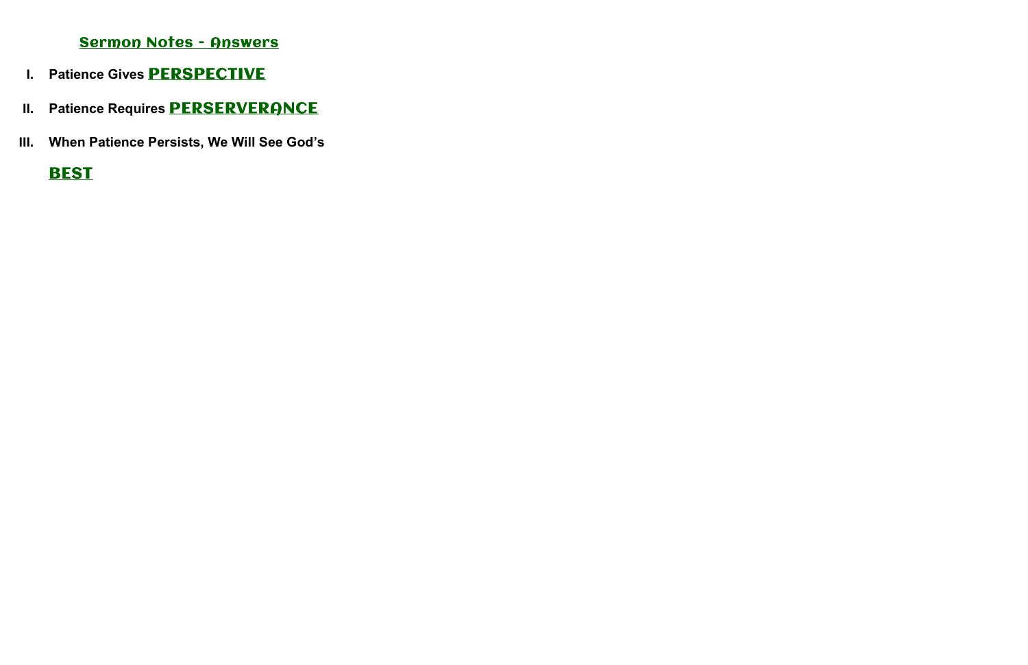## Sermon Notes - Answers

I. **Patience Gives** **PERSPECTIVE**

II. **Patience Requires** **PERSERVERANCE**

III. **When Patience Persists, We Will See God's**

**BEST**